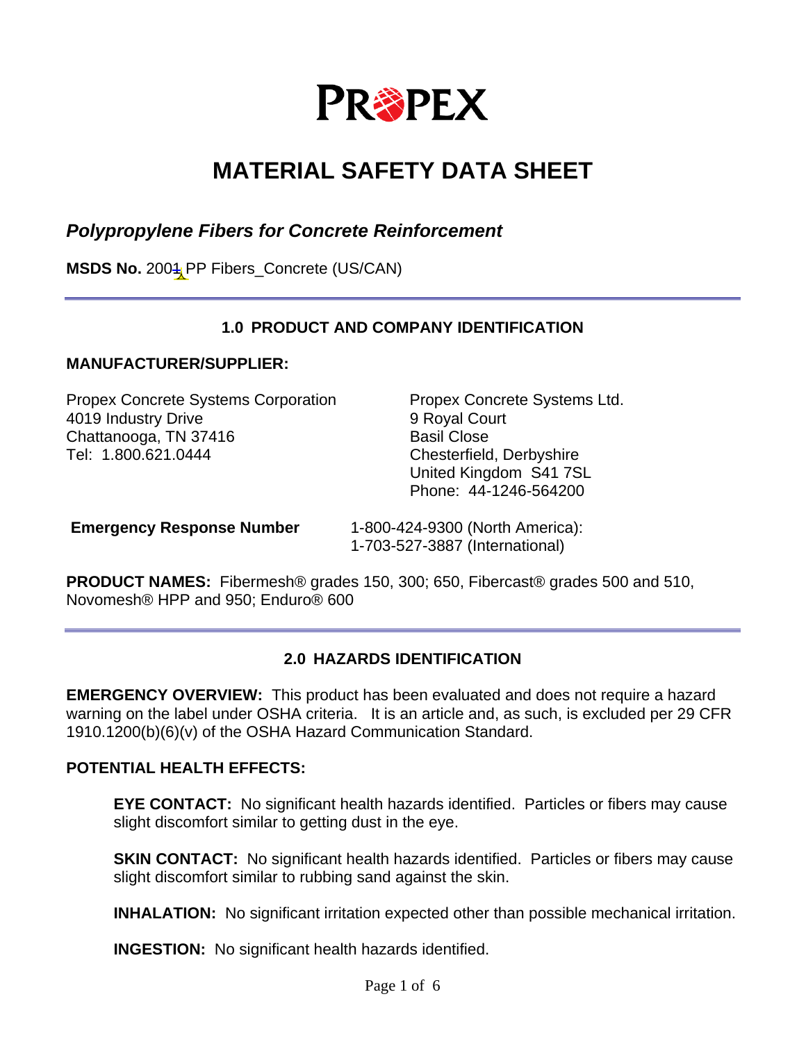# PROPEX

# MATERIAL SAFETY DATA SHEET

## *Polypropylene Fibers for Concrete Reinforcement*

**MSDS No.** 2001 PP Fibers_Concrete (US/CAN)

---

### 1.0 PRODUCT AND COMPANY IDENTIFICATION

**MANUFACTURER/SUPPLIER:**

Propex Concrete Systems Corporation
4019 Industry Drive
Chattanooga, TN 37416
Tel: 1.800.621.0444

Propex Concrete Systems Ltd.
9 Royal Court
Basil Close
Chesterfield, Derbyshire
United Kingdom S41 7SL
Phone: 44-1246-564200

**Emergency Response Number** 1-800-424-9300 (North America):
1-703-527-3887 (International)

**PRODUCT NAMES:** Fibermesh® grades 150, 300; 650, Fibercast® grades 500 and 510, Novomesh® HPP and 950; Enduro® 600

---

### 2.0 HAZARDS IDENTIFICATION

**EMERGENCY OVERVIEW:** This product has been evaluated and does not require a hazard warning on the label under OSHA criteria. It is an article and, as such, is excluded per 29 CFR 1910.1200(b)(6)(v) of the OSHA Hazard Communication Standard.

**POTENTIAL HEALTH EFFECTS:**

**EYE CONTACT:** No significant health hazards identified. Particles or fibers may cause slight discomfort similar to getting dust in the eye.

**SKIN CONTACT:** No significant health hazards identified. Particles or fibers may cause slight discomfort similar to rubbing sand against the skin.

**INHALATION:** No significant irritation expected other than possible mechanical irritation.

**INGESTION:** No significant health hazards identified.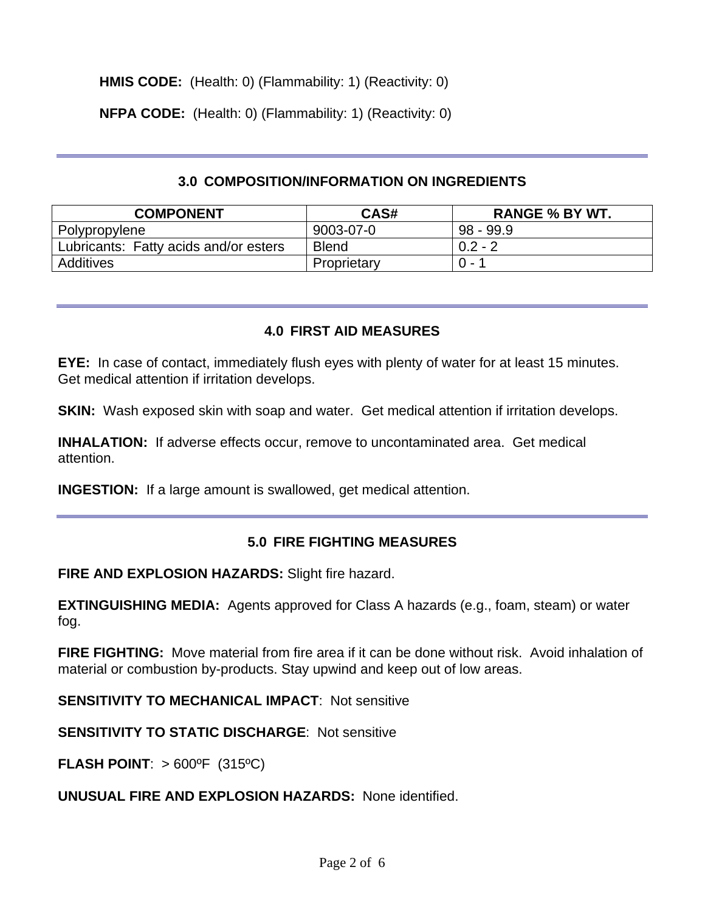**HMIS CODE:** (Health: 0) (Flammability: 1) (Reactivity: 0)

**NFPA CODE:** (Health: 0) (Flammability: 1) (Reactivity: 0)

## 3.0 COMPOSITION/INFORMATION ON INGREDIENTS

| COMPONENT | CAS# | RANGE % BY WT. |
|---|---|---|
| Polypropylene | 9003-07-0 | 98 - 99.9 |
| Lubricants: Fatty acids and/or esters | Blend | 0.2 - 2 |
| Additives | Proprietary | 0 - 1 |

## 4.0 FIRST AID MEASURES

**EYE:** In case of contact, immediately flush eyes with plenty of water for at least 15 minutes. Get medical attention if irritation develops.

**SKIN:** Wash exposed skin with soap and water. Get medical attention if irritation develops.

**INHALATION:** If adverse effects occur, remove to uncontaminated area. Get medical attention.

**INGESTION:** If a large amount is swallowed, get medical attention.

## 5.0 FIRE FIGHTING MEASURES

**FIRE AND EXPLOSION HAZARDS:** Slight fire hazard.

**EXTINGUISHING MEDIA:** Agents approved for Class A hazards (e.g., foam, steam) or water fog.

**FIRE FIGHTING:** Move material from fire area if it can be done without risk. Avoid inhalation of material or combustion by-products. Stay upwind and keep out of low areas.

**SENSITIVITY TO MECHANICAL IMPACT**: Not sensitive

**SENSITIVITY TO STATIC DISCHARGE**: Not sensitive

**FLASH POINT**: > 600ºF (315ºC)

**UNUSUAL FIRE AND EXPLOSION HAZARDS:** None identified.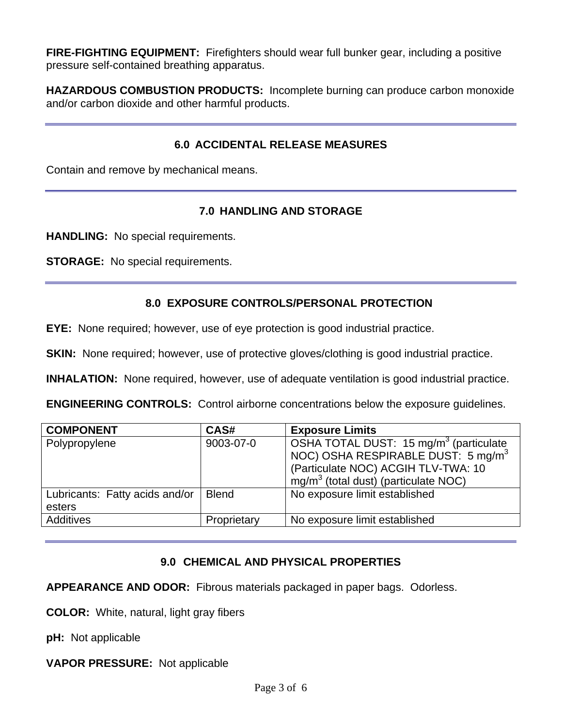**FIRE-FIGHTING EQUIPMENT:** Firefighters should wear full bunker gear, including a positive pressure self-contained breathing apparatus.

**HAZARDOUS COMBUSTION PRODUCTS:** Incomplete burning can produce carbon monoxide and/or carbon dioxide and other harmful products.

## 6.0 ACCIDENTAL RELEASE MEASURES

Contain and remove by mechanical means.

## 7.0 HANDLING AND STORAGE

**HANDLING:** No special requirements.

**STORAGE:** No special requirements.

## 8.0 EXPOSURE CONTROLS/PERSONAL PROTECTION

**EYE:** None required; however, use of eye protection is good industrial practice.

**SKIN:** None required; however, use of protective gloves/clothing is good industrial practice.

**INHALATION:** None required, however, use of adequate ventilation is good industrial practice.

**ENGINEERING CONTROLS:** Control airborne concentrations below the exposure guidelines.

| COMPONENT | CAS# | Exposure Limits |
|---|---|---|
| Polypropylene | 9003-07-0 | OSHA TOTAL DUST: 15 mg/m$^3$ (particulate NOC) OSHA RESPIRABLE DUST: 5 mg/m$^3$ (Particulate NOC) ACGIH TLV-TWA: 10 mg/m$^3$ (total dust) (particulate NOC) |
| Lubricants: Fatty acids and/or esters | Blend | No exposure limit established |
| Additives | Proprietary | No exposure limit established |

## 9.0 CHEMICAL AND PHYSICAL PROPERTIES

**APPEARANCE AND ODOR:** Fibrous materials packaged in paper bags. Odorless.

**COLOR:** White, natural, light gray fibers

**pH:** Not applicable

**VAPOR PRESSURE:** Not applicable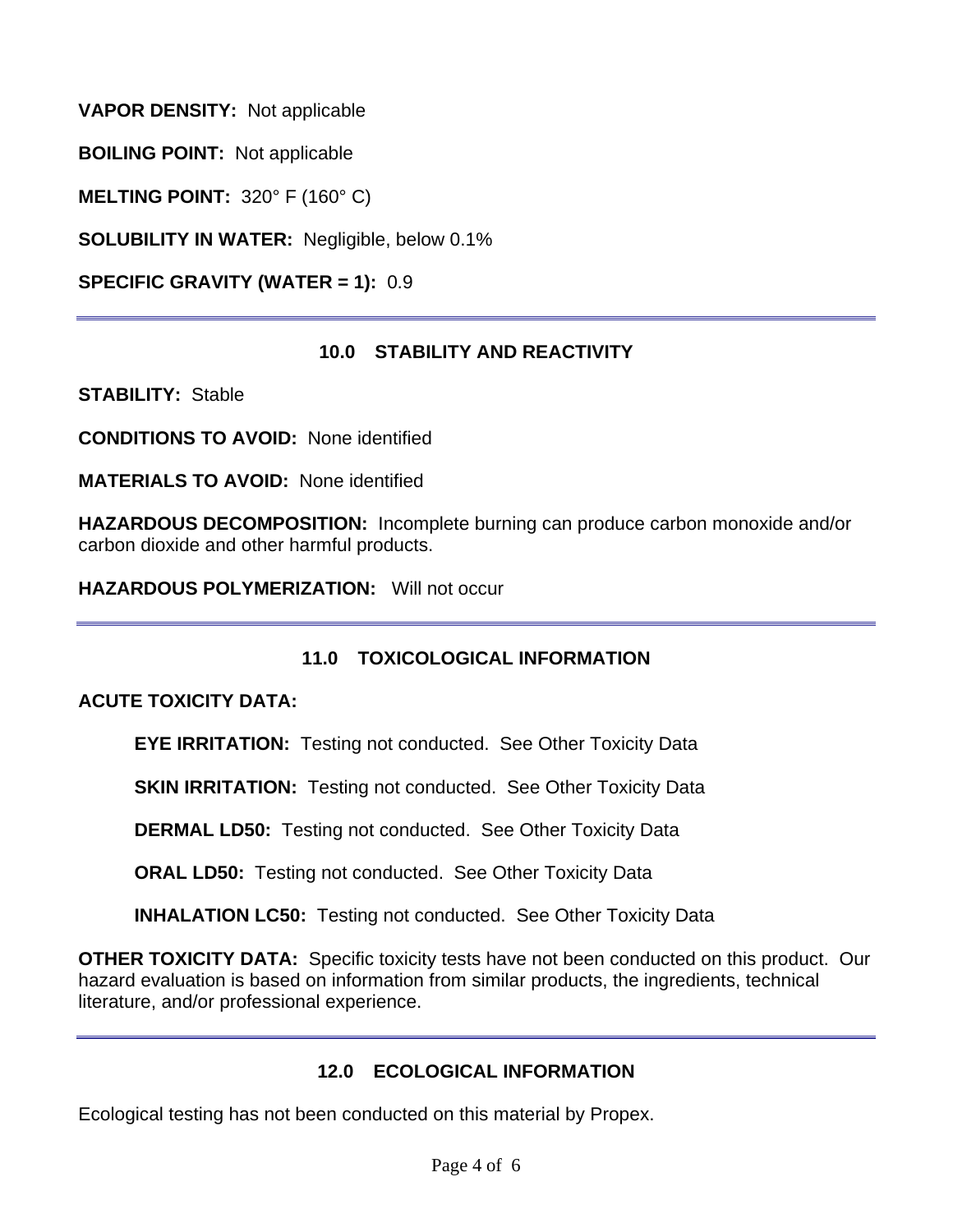**VAPOR DENSITY:** Not applicable

**BOILING POINT:** Not applicable

**MELTING POINT:** 320° F (160° C)

**SOLUBILITY IN WATER:** Negligible, below 0.1%

**SPECIFIC GRAVITY (WATER = 1):** 0.9

---

## 10.0 STABILITY AND REACTIVITY

**STABILITY:** Stable

**CONDITIONS TO AVOID:** None identified

**MATERIALS TO AVOID:** None identified

**HAZARDOUS DECOMPOSITION:** Incomplete burning can produce carbon monoxide and/or carbon dioxide and other harmful products.

**HAZARDOUS POLYMERIZATION:** Will not occur

---

## 11.0 TOXICOLOGICAL INFORMATION

**ACUTE TOXICITY DATA:**

> **EYE IRRITATION:** Testing not conducted. See Other Toxicity Data
>
> **SKIN IRRITATION:** Testing not conducted. See Other Toxicity Data
>
> **DERMAL LD50:** Testing not conducted. See Other Toxicity Data
>
> **ORAL LD50:** Testing not conducted. See Other Toxicity Data
>
> **INHALATION LC50:** Testing not conducted. See Other Toxicity Data

**OTHER TOXICITY DATA:** Specific toxicity tests have not been conducted on this product. Our hazard evaluation is based on information from similar products, the ingredients, technical literature, and/or professional experience.

---

## 12.0 ECOLOGICAL INFORMATION

Ecological testing has not been conducted on this material by Propex.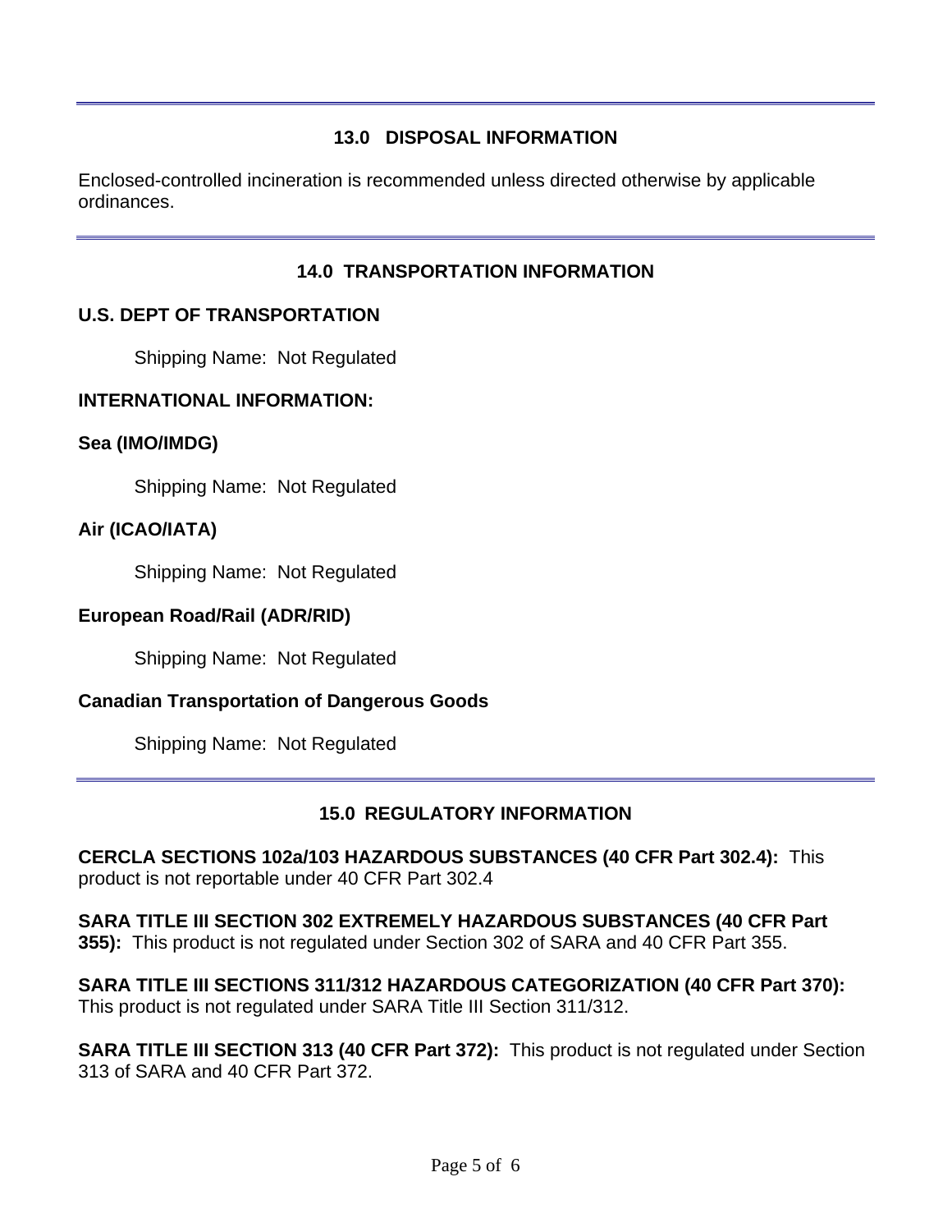## 13.0 DISPOSAL INFORMATION

Enclosed-controlled incineration is recommended unless directed otherwise by applicable ordinances.

## 14.0 TRANSPORTATION INFORMATION

**U.S. DEPT OF TRANSPORTATION**

Shipping Name: Not Regulated

**INTERNATIONAL INFORMATION:**

**Sea (IMO/IMDG)**

Shipping Name: Not Regulated

**Air (ICAO/IATA)**

Shipping Name: Not Regulated

**European Road/Rail (ADR/RID)**

Shipping Name: Not Regulated

**Canadian Transportation of Dangerous Goods**

Shipping Name: Not Regulated

## 15.0 REGULATORY INFORMATION

**CERCLA SECTIONS 102a/103 HAZARDOUS SUBSTANCES (40 CFR Part 302.4):** This product is not reportable under 40 CFR Part 302.4

**SARA TITLE III SECTION 302 EXTREMELY HAZARDOUS SUBSTANCES (40 CFR Part 355):** This product is not regulated under Section 302 of SARA and 40 CFR Part 355.

**SARA TITLE III SECTIONS 311/312 HAZARDOUS CATEGORIZATION (40 CFR Part 370):** This product is not regulated under SARA Title III Section 311/312.

**SARA TITLE III SECTION 313 (40 CFR Part 372):** This product is not regulated under Section 313 of SARA and 40 CFR Part 372.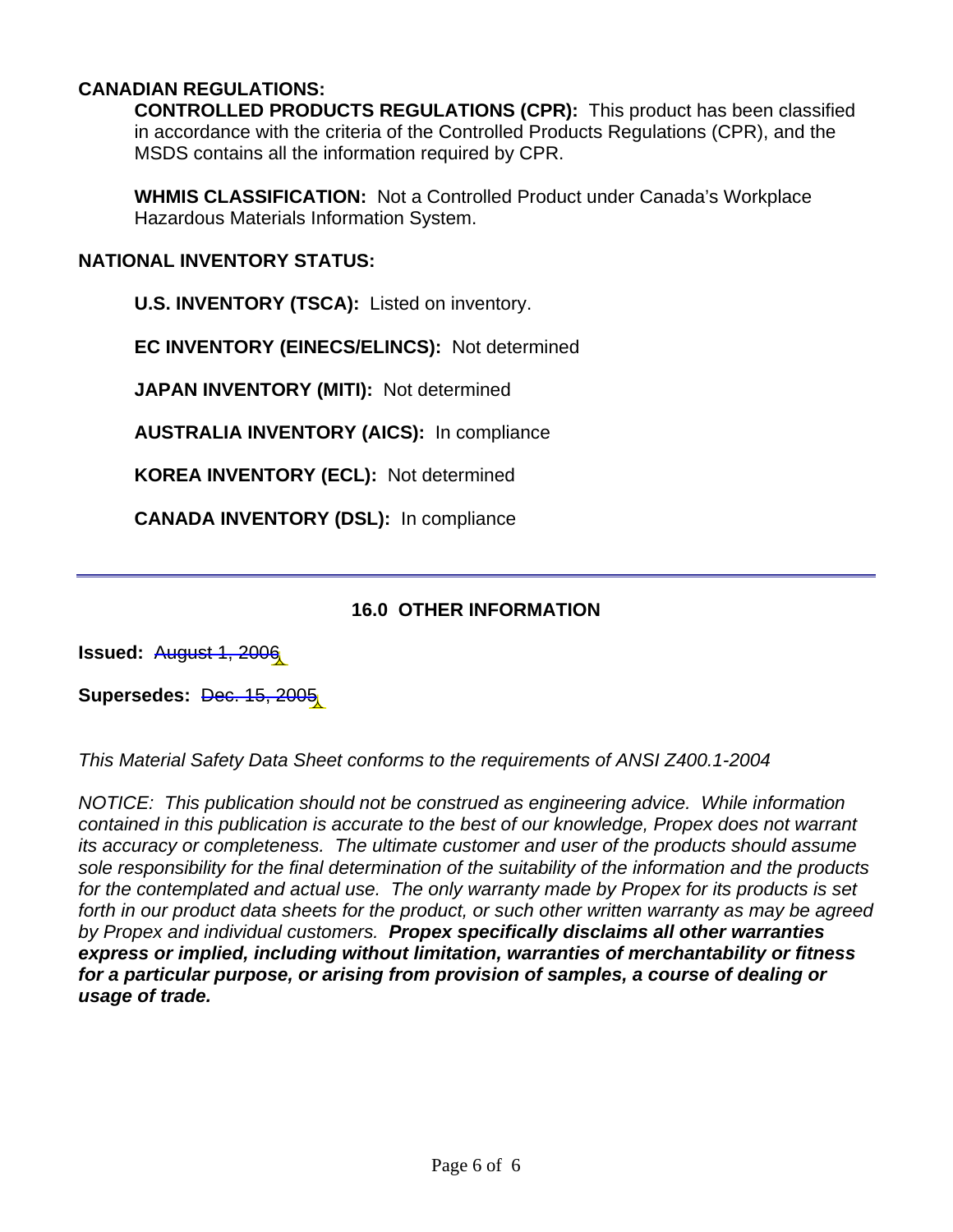**CANADIAN REGULATIONS:**

**CONTROLLED PRODUCTS REGULATIONS (CPR):** This product has been classified in accordance with the criteria of the Controlled Products Regulations (CPR), and the MSDS contains all the information required by CPR.

**WHMIS CLASSIFICATION:** Not a Controlled Product under Canada's Workplace Hazardous Materials Information System.

**NATIONAL INVENTORY STATUS:**

**U.S. INVENTORY (TSCA):** Listed on inventory.

**EC INVENTORY (EINECS/ELINCS):** Not determined

**JAPAN INVENTORY (MITI):** Not determined

**AUSTRALIA INVENTORY (AICS):** In compliance

**KOREA INVENTORY (ECL):** Not determined

**CANADA INVENTORY (DSL):** In compliance

## 16.0 OTHER INFORMATION

**Issued:** ~~August 1, 2006~~

**Supersedes:** ~~Dec. 15, 2005~~

*This Material Safety Data Sheet conforms to the requirements of ANSI Z400.1-2004*

*NOTICE: This publication should not be construed as engineering advice. While information contained in this publication is accurate to the best of our knowledge, Propex does not warrant its accuracy or completeness. The ultimate customer and user of the products should assume sole responsibility for the final determination of the suitability of the information and the products for the contemplated and actual use. The only warranty made by Propex for its products is set forth in our product data sheets for the product, or such other written warranty as may be agreed by Propex and individual customers.* ***Propex specifically disclaims all other warranties express or implied, including without limitation, warranties of merchantability or fitness for a particular purpose, or arising from provision of samples, a course of dealing or usage of trade.***